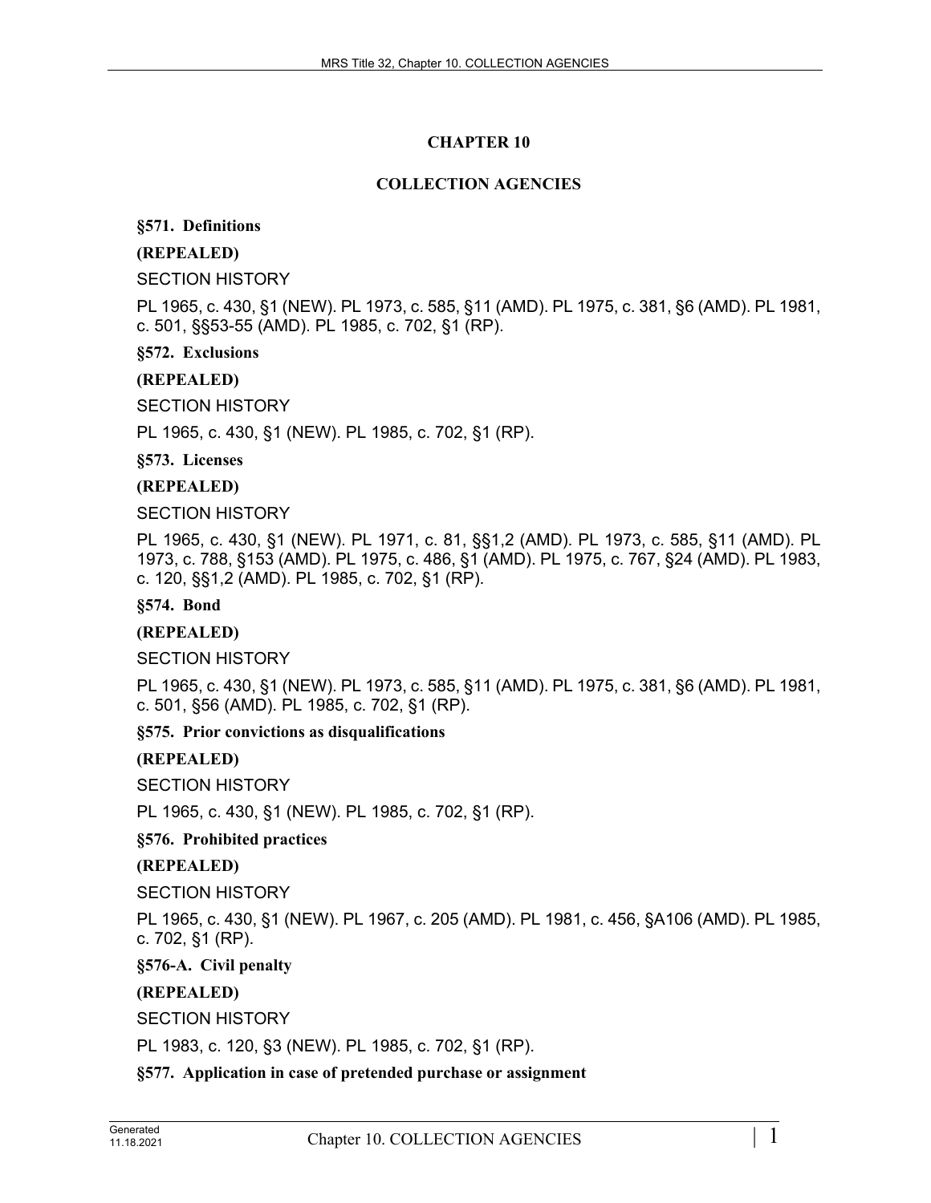# CHAPTER 10

## COLLECTION AGENCIES

**§571. Definitions**

**(REPEALED)**

SECTION HISTORY

PL 1965, c. 430, §1 (NEW). PL 1973, c. 585, §11 (AMD). PL 1975, c. 381, §6 (AMD). PL 1981, c. 501, §§53-55 (AMD). PL 1985, c. 702, §1 (RP).

**§572. Exclusions**

**(REPEALED)**

SECTION HISTORY

PL 1965, c. 430, §1 (NEW). PL 1985, c. 702, §1 (RP).

**§573. Licenses**

**(REPEALED)**

SECTION HISTORY

PL 1965, c. 430, §1 (NEW). PL 1971, c. 81, §§1,2 (AMD). PL 1973, c. 585, §11 (AMD). PL 1973, c. 788, §153 (AMD). PL 1975, c. 486, §1 (AMD). PL 1975, c. 767, §24 (AMD). PL 1983, c. 120, §§1,2 (AMD). PL 1985, c. 702, §1 (RP).

**§574. Bond**

**(REPEALED)**

SECTION HISTORY

PL 1965, c. 430, §1 (NEW). PL 1973, c. 585, §11 (AMD). PL 1975, c. 381, §6 (AMD). PL 1981, c. 501, §56 (AMD). PL 1985, c. 702, §1 (RP).

**§575. Prior convictions as disqualifications**

**(REPEALED)**

SECTION HISTORY

PL 1965, c. 430, §1 (NEW). PL 1985, c. 702, §1 (RP).

**§576. Prohibited practices**

**(REPEALED)**

SECTION HISTORY

PL 1965, c. 430, §1 (NEW). PL 1967, c. 205 (AMD). PL 1981, c. 456, §A106 (AMD). PL 1985, c. 702, §1 (RP).

**§576-A. Civil penalty**

**(REPEALED)**

SECTION HISTORY

PL 1983, c. 120, §3 (NEW). PL 1985, c. 702, §1 (RP).

**§577. Application in case of pretended purchase or assignment**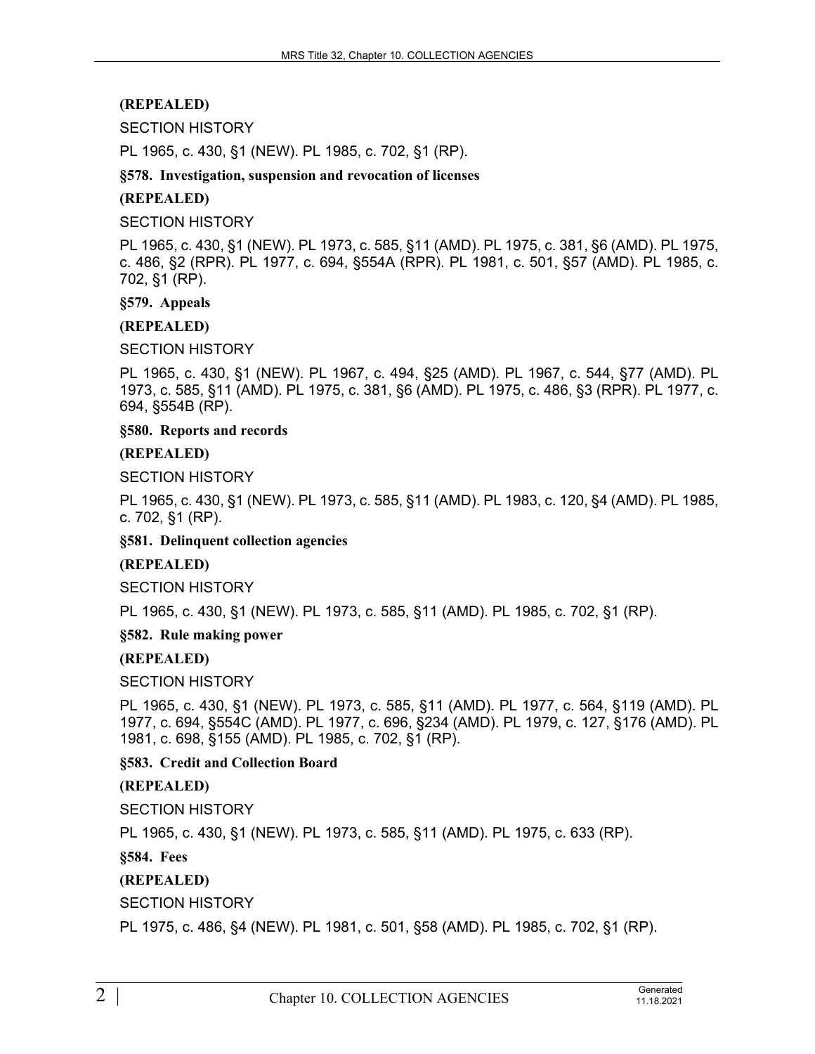**(REPEALED)**

SECTION HISTORY

PL 1965, c. 430, §1 (NEW). PL 1985, c. 702, §1 (RP).

**§578. Investigation, suspension and revocation of licenses**

**(REPEALED)**

SECTION HISTORY

PL 1965, c. 430, §1 (NEW). PL 1973, c. 585, §11 (AMD). PL 1975, c. 381, §6 (AMD). PL 1975, c. 486, §2 (RPR). PL 1977, c. 694, §554A (RPR). PL 1981, c. 501, §57 (AMD). PL 1985, c. 702, §1 (RP).

**§579. Appeals**

**(REPEALED)**

SECTION HISTORY

PL 1965, c. 430, §1 (NEW). PL 1967, c. 494, §25 (AMD). PL 1967, c. 544, §77 (AMD). PL 1973, c. 585, §11 (AMD). PL 1975, c. 381, §6 (AMD). PL 1975, c. 486, §3 (RPR). PL 1977, c. 694, §554B (RP).

**§580. Reports and records**

**(REPEALED)**

SECTION HISTORY

PL 1965, c. 430, §1 (NEW). PL 1973, c. 585, §11 (AMD). PL 1983, c. 120, §4 (AMD). PL 1985, c. 702, §1 (RP).

**§581. Delinquent collection agencies**

**(REPEALED)**

SECTION HISTORY

PL 1965, c. 430, §1 (NEW). PL 1973, c. 585, §11 (AMD). PL 1985, c. 702, §1 (RP).

**§582. Rule making power**

**(REPEALED)**

SECTION HISTORY

PL 1965, c. 430, §1 (NEW). PL 1973, c. 585, §11 (AMD). PL 1977, c. 564, §119 (AMD). PL 1977, c. 694, §554C (AMD). PL 1977, c. 696, §234 (AMD). PL 1979, c. 127, §176 (AMD). PL 1981, c. 698, §155 (AMD). PL 1985, c. 702, §1 (RP).

**§583. Credit and Collection Board**

**(REPEALED)**

SECTION HISTORY

PL 1965, c. 430, §1 (NEW). PL 1973, c. 585, §11 (AMD). PL 1975, c. 633 (RP).

**§584. Fees**

**(REPEALED)**

SECTION HISTORY

PL 1975, c. 486, §4 (NEW). PL 1981, c. 501, §58 (AMD). PL 1985, c. 702, §1 (RP).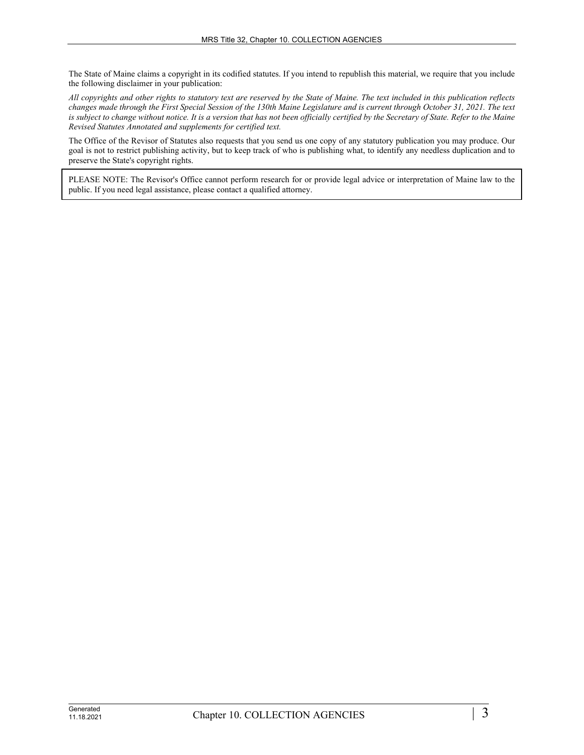The State of Maine claims a copyright in its codified statutes. If you intend to republish this material, we require that you include the following disclaimer in your publication:

*All copyrights and other rights to statutory text are reserved by the State of Maine. The text included in this publication reflects changes made through the First Special Session of the 130th Maine Legislature and is current through October 31, 2021. The text is subject to change without notice. It is a version that has not been officially certified by the Secretary of State. Refer to the Maine Revised Statutes Annotated and supplements for certified text.*

The Office of the Revisor of Statutes also requests that you send us one copy of any statutory publication you may produce. Our goal is not to restrict publishing activity, but to keep track of who is publishing what, to identify any needless duplication and to preserve the State's copyright rights.

PLEASE NOTE: The Revisor's Office cannot perform research for or provide legal advice or interpretation of Maine law to the public. If you need legal assistance, please contact a qualified attorney.